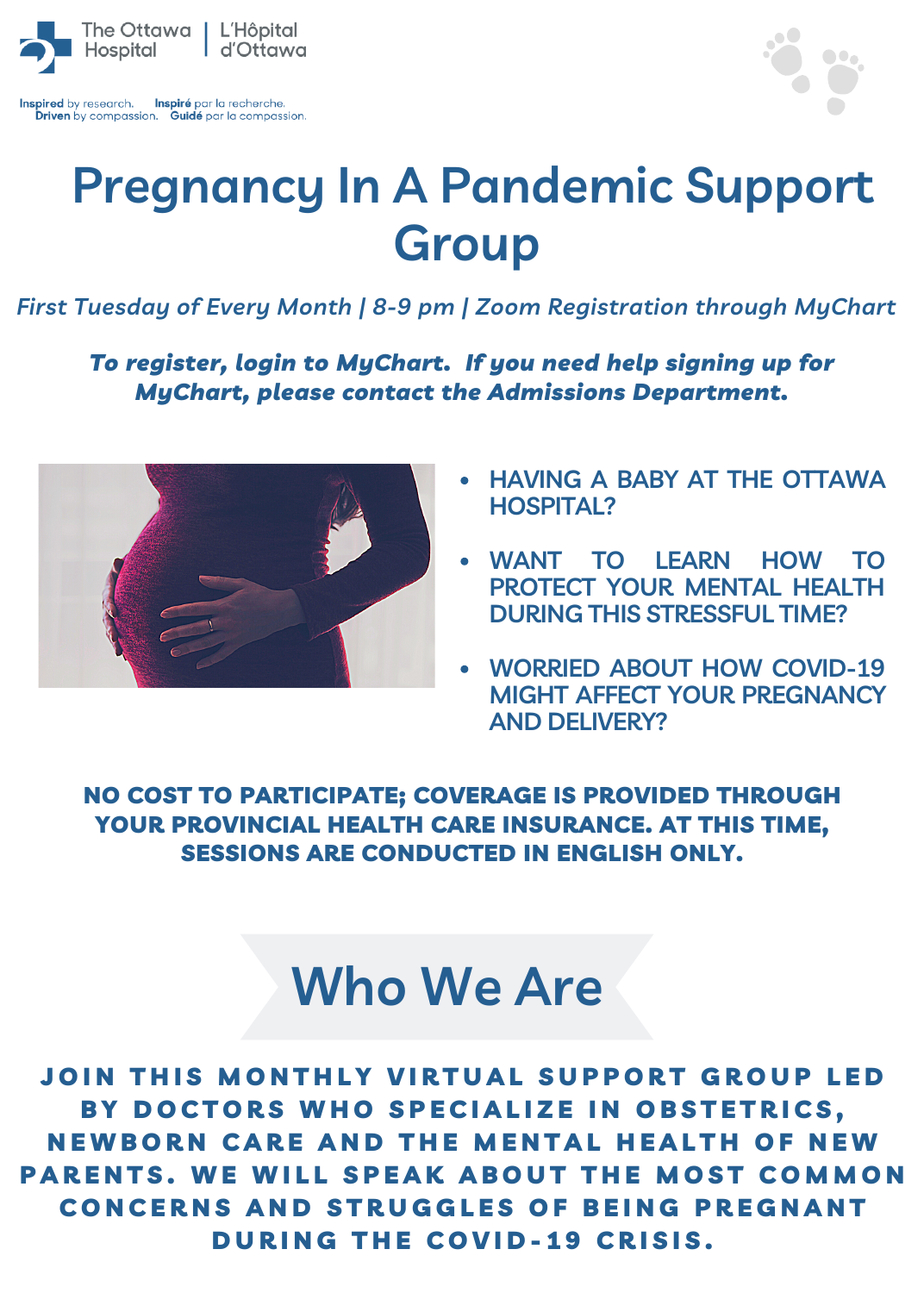The Ottawa Hospital | L'Hôpital d'Ottawa

**Inspired** by research. **Inspiré** par la recherche.
**Driven** by compassion. **Guidé** par la compassion.

# Pregnancy In A Pandemic Support Group

*First Tuesday of Every Month | 8-9 pm | Zoom Registration through MyChart*

***To register, login to MyChart. If you need help signing up for MyChart, please contact the Admissions Department.***

- HAVING A BABY AT THE OTTAWA HOSPITAL?
- WANT TO LEARN HOW TO PROTECT YOUR MENTAL HEALTH DURING THIS STRESSFUL TIME?
- WORRIED ABOUT HOW COVID-19 MIGHT AFFECT YOUR PREGNANCY AND DELIVERY?

**NO COST TO PARTICIPATE; COVERAGE IS PROVIDED THROUGH YOUR PROVINCIAL HEALTH CARE INSURANCE. AT THIS TIME, SESSIONS ARE CONDUCTED IN ENGLISH ONLY.**

## Who We Are

**JOIN THIS MONTHLY VIRTUAL SUPPORT GROUP LED BY DOCTORS WHO SPECIALIZE IN OBSTETRICS, NEWBORN CARE AND THE MENTAL HEALTH OF NEW PARENTS. WE WILL SPEAK ABOUT THE MOST COMMON CONCERNS AND STRUGGLES OF BEING PREGNANT DURING THE COVID-19 CRISIS.**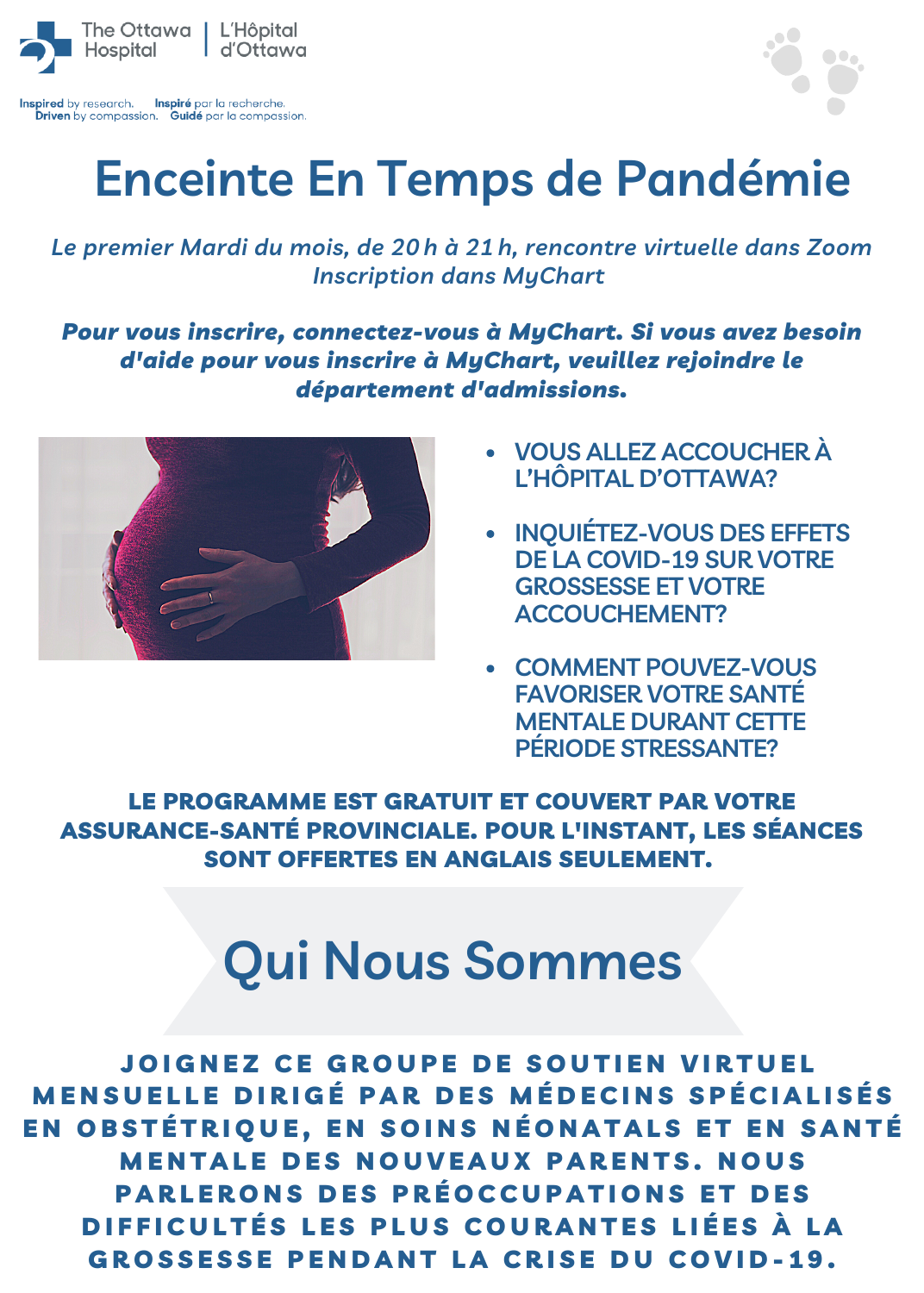The Ottawa Hospital | L'Hôpital d'Ottawa

Inspired by research. Driven by compassion. Inspiré par la recherche. Guidé par la compassion.

# Enceinte En Temps de Pandémie

*Le premier Mardi du mois, de 20 h à 21 h, rencontre virtuelle dans Zoom*
*Inscription dans MyChart*

***Pour vous inscrire, connectez-vous à MyChart. Si vous avez besoin d'aide pour vous inscrire à MyChart, veuillez rejoindre le département d'admissions.***

- VOUS ALLEZ ACCOUCHER À L'HÔPITAL D'OTTAWA?
- INQUIÉTEZ-VOUS DES EFFETS DE LA COVID-19 SUR VOTRE GROSSESSE ET VOTRE ACCOUCHEMENT?
- COMMENT POUVEZ-VOUS FAVORISER VOTRE SANTÉ MENTALE DURANT CETTE PÉRIODE STRESSANTE?

**LE PROGRAMME EST GRATUIT ET COUVERT PAR VOTRE ASSURANCE-SANTÉ PROVINCIALE. POUR L'INSTANT, LES SÉANCES SONT OFFERTES EN ANGLAIS SEULEMENT.**

## Qui Nous Sommes

**JOIGNEZ CE GROUPE DE SOUTIEN VIRTUEL MENSUELLE DIRIGÉ PAR DES MÉDECINS SPÉCIALISÉS EN OBSTÉTRIQUE, EN SOINS NÉONATALS ET EN SANTÉ MENTALE DES NOUVEAUX PARENTS. NOUS PARLERONS DES PRÉOCCUPATIONS ET DES DIFFICULTÉS LES PLUS COURANTES LIÉES À LA GROSSESSE PENDANT LA CRISE DU COVID-19.**